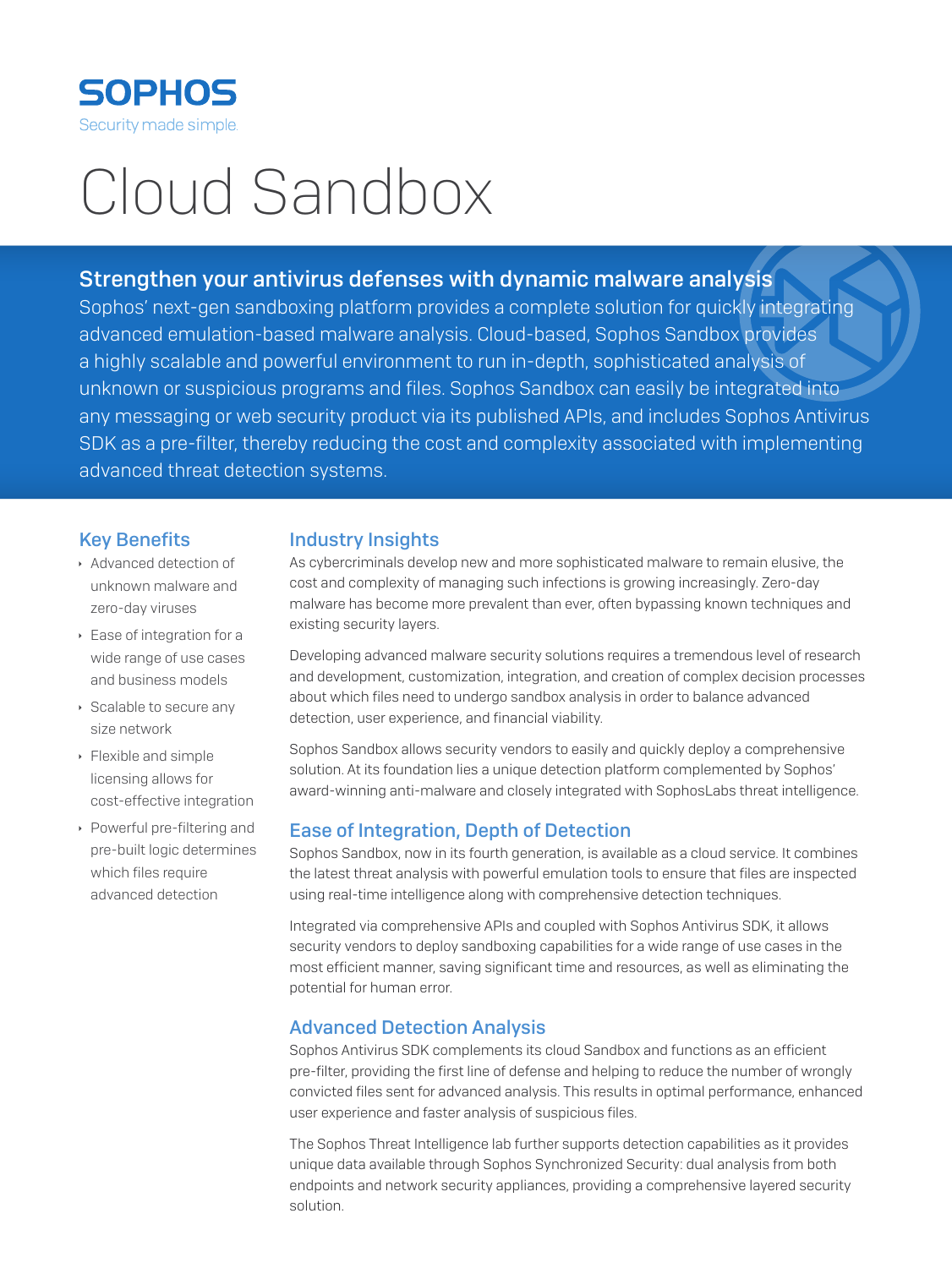SOPHOS

Security made simple.

# Cloud Sandbox

## Strengthen your antivirus defenses with dynamic malware analysis

Sophos' next-gen sandboxing platform provides a complete solution for quickly integrating advanced emulation-based malware analysis. Cloud-based, Sophos Sandbox provides a highly scalable and powerful environment to run in-depth, sophisticated analysis of unknown or suspicious programs and files. Sophos Sandbox can easily be integrated into any messaging or web security product via its published APIs, and includes Sophos Antivirus SDK as a pre-filter, thereby reducing the cost and complexity associated with implementing advanced threat detection systems.

### Key Benefits

- Advanced detection of unknown malware and zero-day viruses
- Ease of integration for a wide range of use cases and business models
- Scalable to secure any size network
- Flexible and simple licensing allows for cost-effective integration
- Powerful pre-filtering and pre-built logic determines which files require advanced detection

### Industry Insights

As cybercriminals develop new and more sophisticated malware to remain elusive, the cost and complexity of managing such infections is growing increasingly. Zero-day malware has become more prevalent than ever, often bypassing known techniques and existing security layers.

Developing advanced malware security solutions requires a tremendous level of research and development, customization, integration, and creation of complex decision processes about which files need to undergo sandbox analysis in order to balance advanced detection, user experience, and financial viability.

Sophos Sandbox allows security vendors to easily and quickly deploy a comprehensive solution. At its foundation lies a unique detection platform complemented by Sophos' award-winning anti-malware and closely integrated with SophosLabs threat intelligence.

### Ease of Integration, Depth of Detection

Sophos Sandbox, now in its fourth generation, is available as a cloud service. It combines the latest threat analysis with powerful emulation tools to ensure that files are inspected using real-time intelligence along with comprehensive detection techniques.

Integrated via comprehensive APIs and coupled with Sophos Antivirus SDK, it allows security vendors to deploy sandboxing capabilities for a wide range of use cases in the most efficient manner, saving significant time and resources, as well as eliminating the potential for human error.

### Advanced Detection Analysis

Sophos Antivirus SDK complements its cloud Sandbox and functions as an efficient pre-filter, providing the first line of defense and helping to reduce the number of wrongly convicted files sent for advanced analysis. This results in optimal performance, enhanced user experience and faster analysis of suspicious files.

The Sophos Threat Intelligence lab further supports detection capabilities as it provides unique data available through Sophos Synchronized Security: dual analysis from both endpoints and network security appliances, providing a comprehensive layered security solution.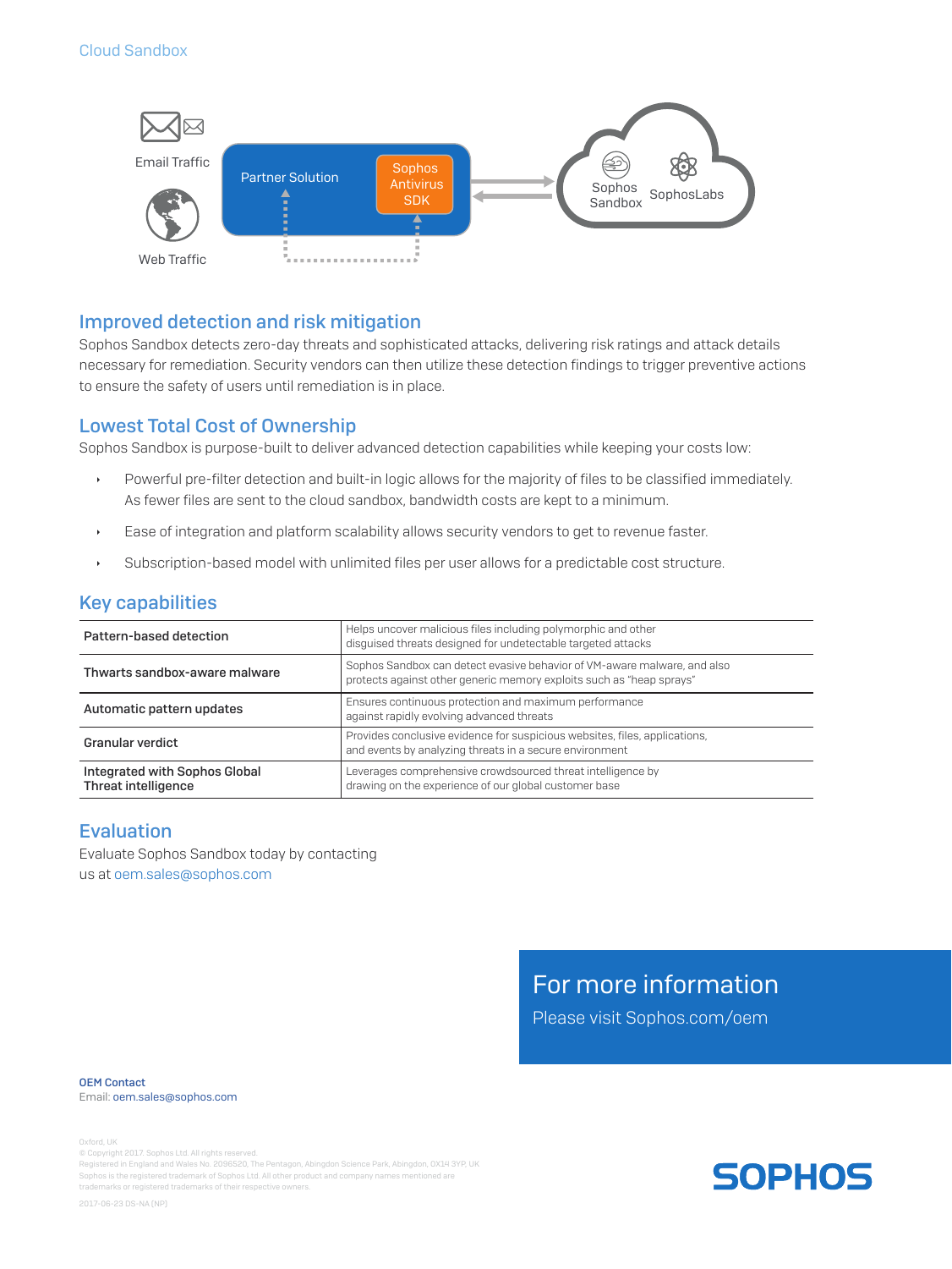Email Traffic

Web Traffic

Partner Solution

Sophos Antivirus SDK

Sophos Sandbox

SophosLabs

## Improved detection and risk mitigation

Sophos Sandbox detects zero-day threats and sophisticated attacks, delivering risk ratings and attack details necessary for remediation. Security vendors can then utilize these detection findings to trigger preventive actions to ensure the safety of users until remediation is in place.

## Lowest Total Cost of Ownership

Sophos Sandbox is purpose-built to deliver advanced detection capabilities while keeping your costs low:

- Powerful pre-filter detection and built-in logic allows for the majority of files to be classified immediately. As fewer files are sent to the cloud sandbox, bandwidth costs are kept to a minimum.
- Ease of integration and platform scalability allows security vendors to get to revenue faster.
- Subscription-based model with unlimited files per user allows for a predictable cost structure.

## Key capabilities

| | |
|---|---|
| **Pattern-based detection** | Helps uncover malicious files including polymorphic and other disguised threats designed for undetectable targeted attacks |
| **Thwarts sandbox-aware malware** | Sophos Sandbox can detect evasive behavior of VM-aware malware, and also protects against other generic memory exploits such as "heap sprays" |
| **Automatic pattern updates** | Ensures continuous protection and maximum performance against rapidly evolving advanced threats |
| **Granular verdict** | Provides conclusive evidence for suspicious websites, files, applications, and events by analyzing threats in a secure environment |
| **Integrated with Sophos Global Threat intelligence** | Leverages comprehensive crowdsourced threat intelligence by drawing on the experience of our global customer base |

## Evaluation

Evaluate Sophos Sandbox today by contacting us at oem.sales@sophos.com

## For more information

Please visit Sophos.com/oem

**OEM Contact**
Email: oem.sales@sophos.com

Oxford, UK
© Copyright 2017. Sophos Ltd. All rights reserved.
Registered in England and Wales No. 2096520, The Pentagon, Abingdon Science Park, Abingdon, OX14 3YP, UK
Sophos is the registered trademark of Sophos Ltd. All other product and company names mentioned are trademarks or registered trademarks of their respective owners.

2017-06-23 DS-NA (NP)

SOPHOS